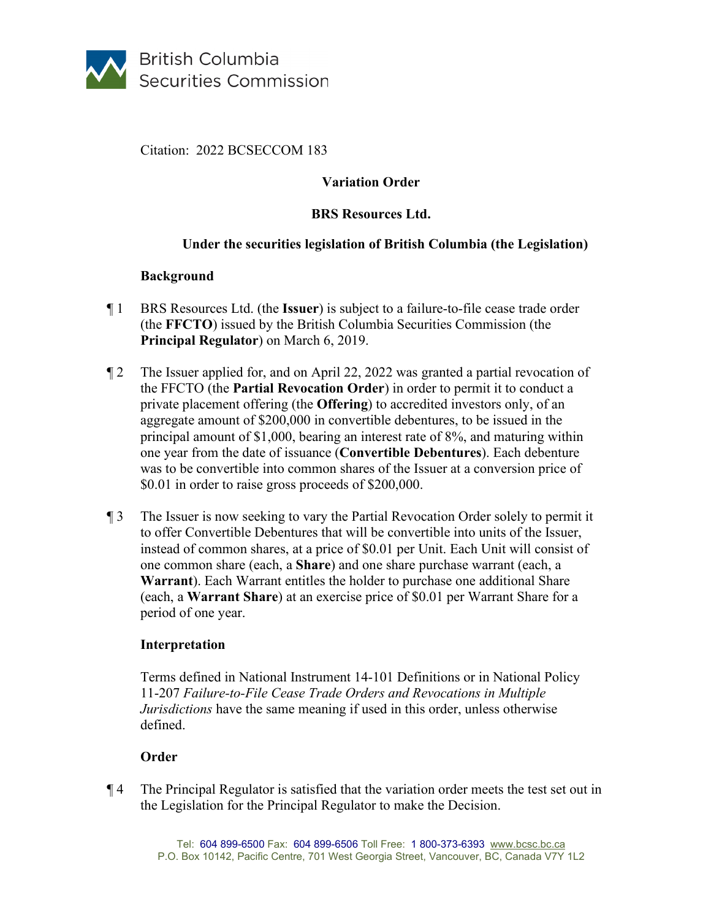British Columbia Securities Commission

Citation: 2022 BCSECCOM 183

## Variation Order

## BRS Resources Ltd.

## Under the securities legislation of British Columbia (the Legislation)

### Background

¶ 1 BRS Resources Ltd. (the **Issuer**) is subject to a failure-to-file cease trade order (the **FFCTO**) issued by the British Columbia Securities Commission (the **Principal Regulator**) on March 6, 2019.

¶ 2 The Issuer applied for, and on April 22, 2022 was granted a partial revocation of the FFCTO (the **Partial Revocation Order**) in order to permit it to conduct a private placement offering (the **Offering**) to accredited investors only, of an aggregate amount of $200,000 in convertible debentures, to be issued in the principal amount of $1,000, bearing an interest rate of 8%, and maturing within one year from the date of issuance (**Convertible Debentures**). Each debenture was to be convertible into common shares of the Issuer at a conversion price of $0.01 in order to raise gross proceeds of $200,000.

¶ 3 The Issuer is now seeking to vary the Partial Revocation Order solely to permit it to offer Convertible Debentures that will be convertible into units of the Issuer, instead of common shares, at a price of $0.01 per Unit. Each Unit will consist of one common share (each, a **Share**) and one share purchase warrant (each, a **Warrant**). Each Warrant entitles the holder to purchase one additional Share (each, a **Warrant Share**) at an exercise price of $0.01 per Warrant Share for a period of one year.

### Interpretation

Terms defined in National Instrument 14-101 Definitions or in National Policy 11-207 *Failure-to-File Cease Trade Orders and Revocations in Multiple Jurisdictions* have the same meaning if used in this order, unless otherwise defined.

### Order

¶ 4 The Principal Regulator is satisfied that the variation order meets the test set out in the Legislation for the Principal Regulator to make the Decision.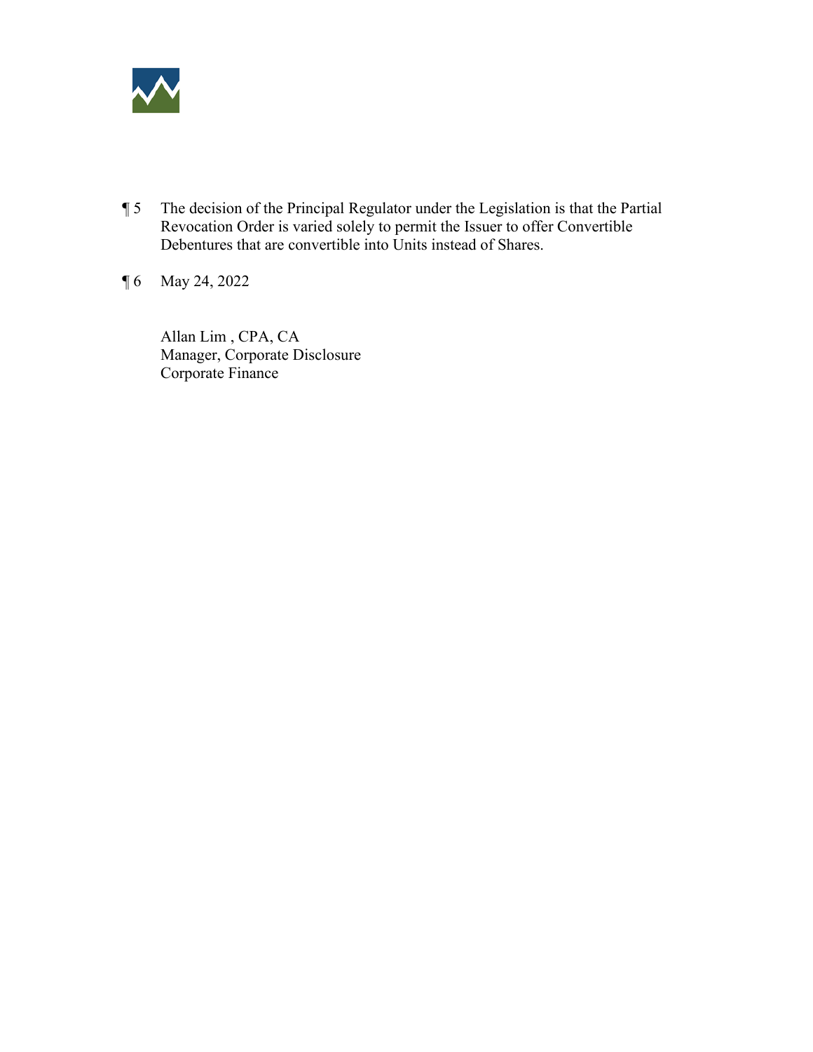¶ 5 The decision of the Principal Regulator under the Legislation is that the Partial Revocation Order is varied solely to permit the Issuer to offer Convertible Debentures that are convertible into Units instead of Shares.

¶ 6 May 24, 2022

Allan Lim , CPA, CA
Manager, Corporate Disclosure
Corporate Finance